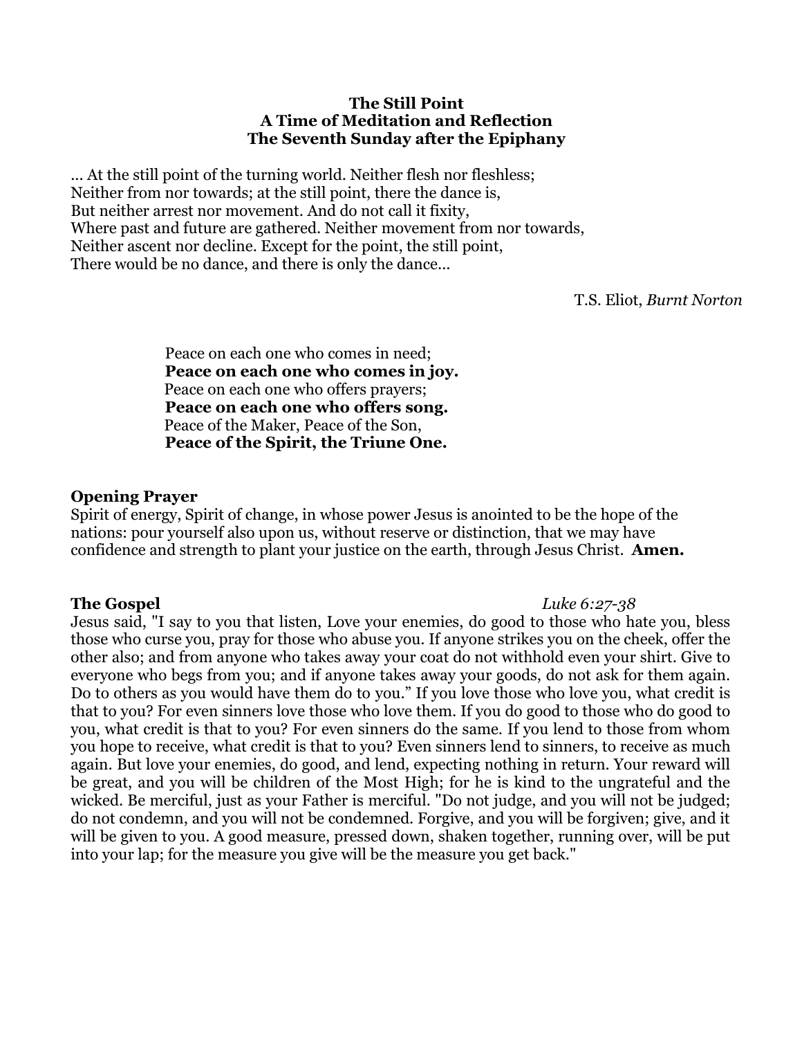**The Still Point**
**A Time of Meditation and Reflection**
**The Seventh Sunday after the Epiphany**

… At the still point of the turning world. Neither flesh nor fleshless;
Neither from nor towards; at the still point, there the dance is,
But neither arrest nor movement. And do not call it fixity,
Where past and future are gathered. Neither movement from nor towards,
Neither ascent nor decline. Except for the point, the still point,
There would be no dance, and there is only the dance…

T.S. Eliot, *Burnt Norton*

Peace on each one who comes in need;
**Peace on each one who comes in joy.**
Peace on each one who offers prayers;
**Peace on each one who offers song.**
Peace of the Maker, Peace of the Son,
**Peace of the Spirit, the Triune One.**

**Opening Prayer**

Spirit of energy, Spirit of change, in whose power Jesus is anointed to be the hope of the nations: pour yourself also upon us, without reserve or distinction, that we may have confidence and strength to plant your justice on the earth, through Jesus Christ. **Amen.**

**The Gospel** *Luke 6:27-38*

Jesus said, "I say to you that listen, Love your enemies, do good to those who hate you, bless those who curse you, pray for those who abuse you. If anyone strikes you on the cheek, offer the other also; and from anyone who takes away your coat do not withhold even your shirt. Give to everyone who begs from you; and if anyone takes away your goods, do not ask for them again. Do to others as you would have them do to you." If you love those who love you, what credit is that to you? For even sinners love those who love them. If you do good to those who do good to you, what credit is that to you? For even sinners do the same. If you lend to those from whom you hope to receive, what credit is that to you? Even sinners lend to sinners, to receive as much again. But love your enemies, do good, and lend, expecting nothing in return. Your reward will be great, and you will be children of the Most High; for he is kind to the ungrateful and the wicked. Be merciful, just as your Father is merciful. "Do not judge, and you will not be judged; do not condemn, and you will not be condemned. Forgive, and you will be forgiven; give, and it will be given to you. A good measure, pressed down, shaken together, running over, will be put into your lap; for the measure you give will be the measure you get back."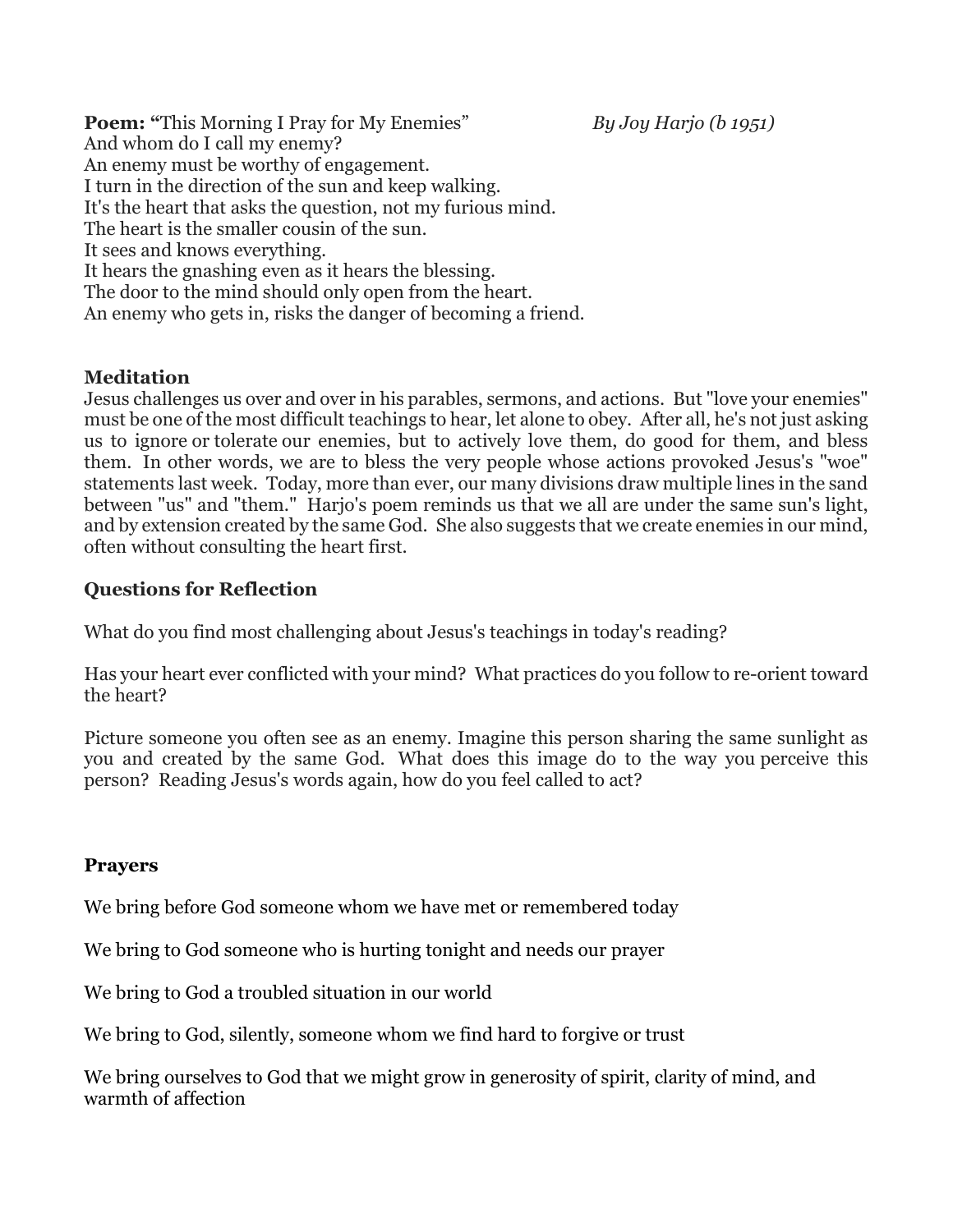**Poem:** "This Morning I Pray for My Enemies" *By Joy Harjo (b 1951)*

And whom do I call my enemy?
An enemy must be worthy of engagement.
I turn in the direction of the sun and keep walking.
It's the heart that asks the question, not my furious mind.
The heart is the smaller cousin of the sun.
It sees and knows everything.
It hears the gnashing even as it hears the blessing.
The door to the mind should only open from the heart.
An enemy who gets in, risks the danger of becoming a friend.

**Meditation**

Jesus challenges us over and over in his parables, sermons, and actions. But "love your enemies" must be one of the most difficult teachings to hear, let alone to obey. After all, he's not just asking us to ignore or tolerate our enemies, but to actively love them, do good for them, and bless them. In other words, we are to bless the very people whose actions provoked Jesus's "woe" statements last week. Today, more than ever, our many divisions draw multiple lines in the sand between "us" and "them." Harjo's poem reminds us that we all are under the same sun's light, and by extension created by the same God. She also suggests that we create enemies in our mind, often without consulting the heart first.

**Questions for Reflection**

What do you find most challenging about Jesus's teachings in today's reading?

Has your heart ever conflicted with your mind? What practices do you follow to re-orient toward the heart?

Picture someone you often see as an enemy. Imagine this person sharing the same sunlight as you and created by the same God. What does this image do to the way you perceive this person? Reading Jesus's words again, how do you feel called to act?

**Prayers**

We bring before God someone whom we have met or remembered today

We bring to God someone who is hurting tonight and needs our prayer

We bring to God a troubled situation in our world

We bring to God, silently, someone whom we find hard to forgive or trust

We bring ourselves to God that we might grow in generosity of spirit, clarity of mind, and warmth of affection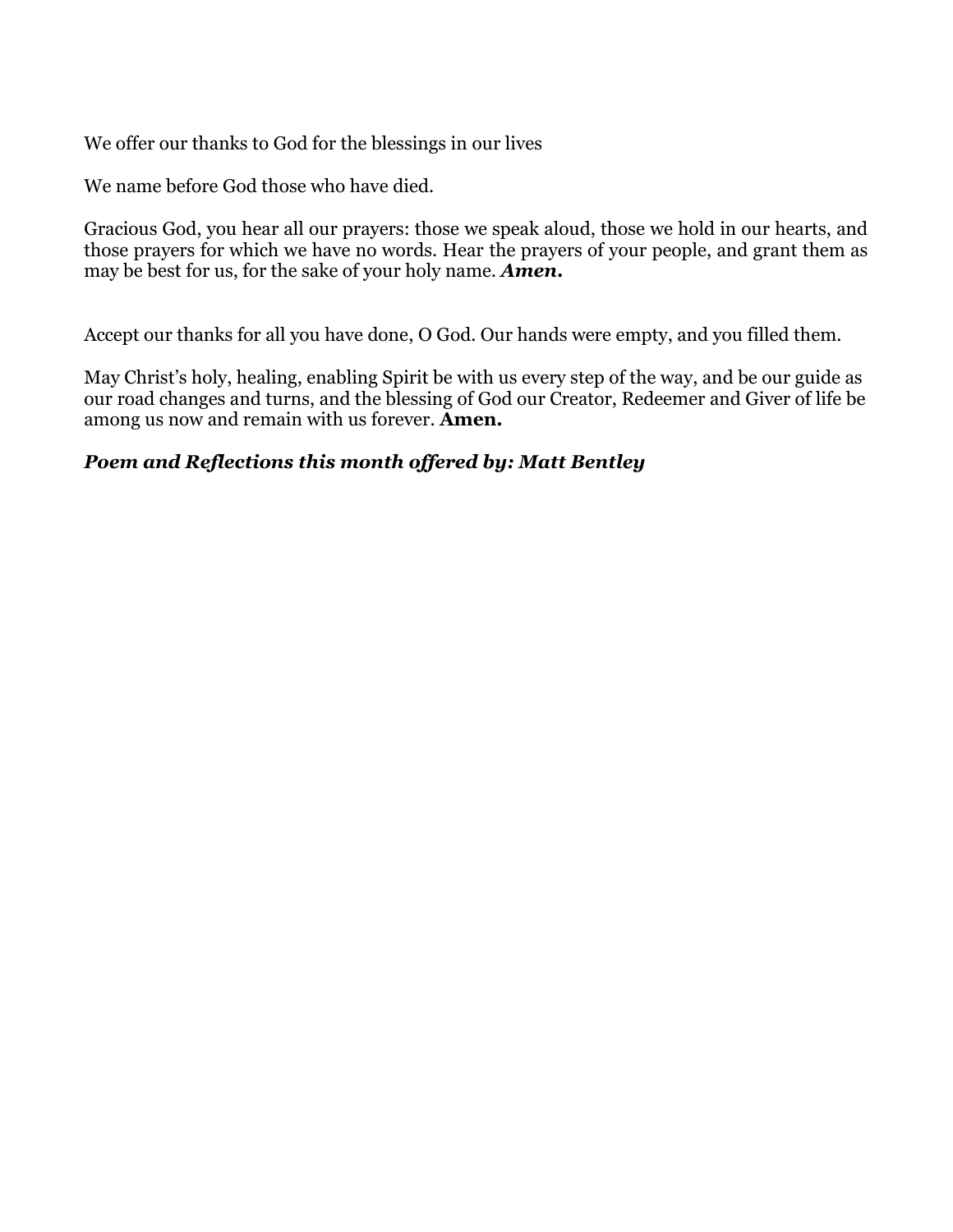We offer our thanks to God for the blessings in our lives

We name before God those who have died.

Gracious God, you hear all our prayers: those we speak aloud, those we hold in our hearts, and those prayers for which we have no words. Hear the prayers of your people, and grant them as may be best for us, for the sake of your holy name. ***Amen.***

Accept our thanks for all you have done, O God. Our hands were empty, and you filled them.

May Christ's holy, healing, enabling Spirit be with us every step of the way, and be our guide as our road changes and turns, and the blessing of God our Creator, Redeemer and Giver of life be among us now and remain with us forever. **Amen.**

***Poem and Reflections this month offered by: Matt Bentley***